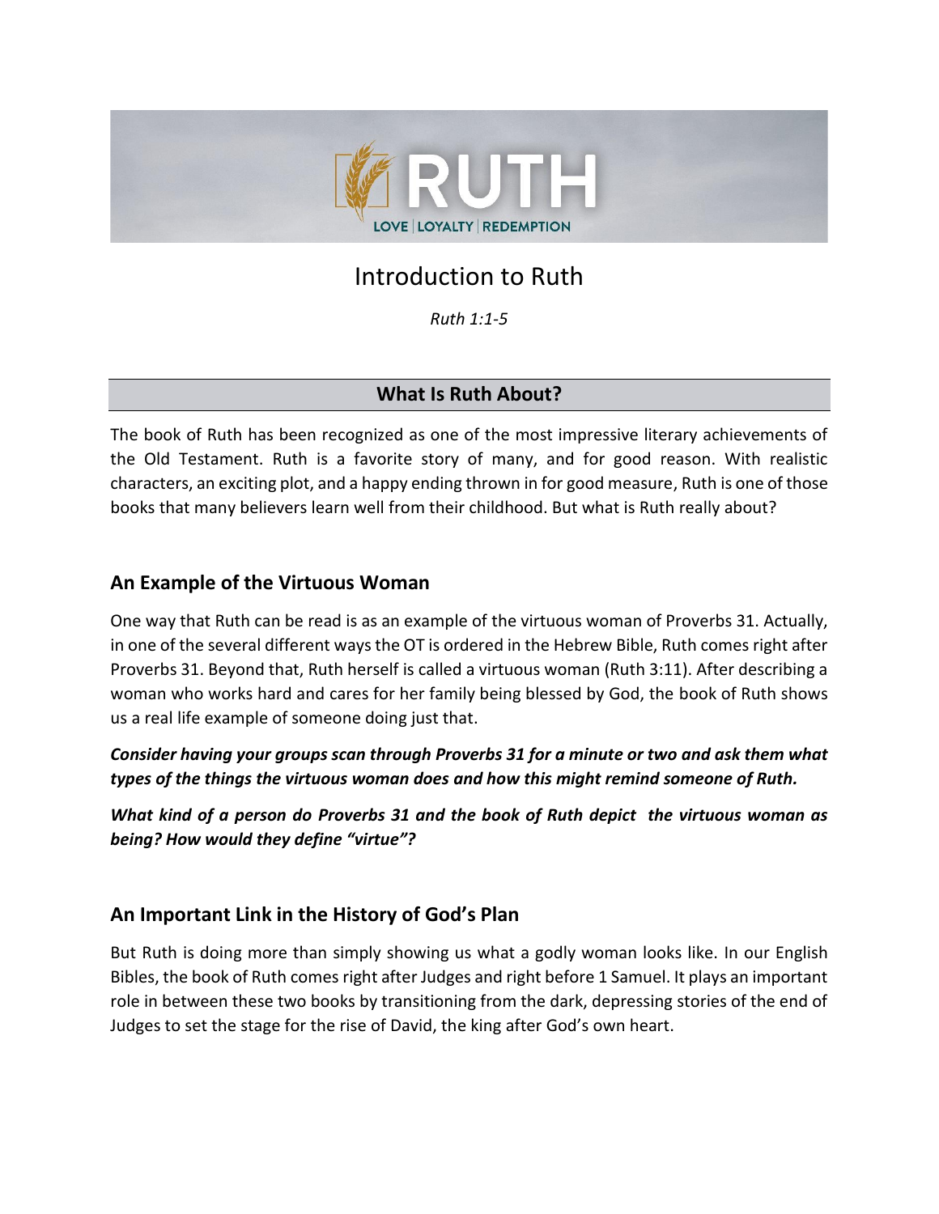RUTH

LOVE | LOYALTY | REDEMPTION

# Introduction to Ruth

*Ruth 1:1-5*

## What Is Ruth About?

The book of Ruth has been recognized as one of the most impressive literary achievements of the Old Testament. Ruth is a favorite story of many, and for good reason. With realistic characters, an exciting plot, and a happy ending thrown in for good measure, Ruth is one of those books that many believers learn well from their childhood. But what is Ruth really about?

### An Example of the Virtuous Woman

One way that Ruth can be read is as an example of the virtuous woman of Proverbs 31. Actually, in one of the several different ways the OT is ordered in the Hebrew Bible, Ruth comes right after Proverbs 31. Beyond that, Ruth herself is called a virtuous woman (Ruth 3:11). After describing a woman who works hard and cares for her family being blessed by God, the book of Ruth shows us a real life example of someone doing just that.

***Consider having your groups scan through Proverbs 31 for a minute or two and ask them what types of the things the virtuous woman does and how this might remind someone of Ruth.***

***What kind of a person do Proverbs 31 and the book of Ruth depict the virtuous woman as being? How would they define "virtue"?***

### An Important Link in the History of God's Plan

But Ruth is doing more than simply showing us what a godly woman looks like. In our English Bibles, the book of Ruth comes right after Judges and right before 1 Samuel. It plays an important role in between these two books by transitioning from the dark, depressing stories of the end of Judges to set the stage for the rise of David, the king after God's own heart.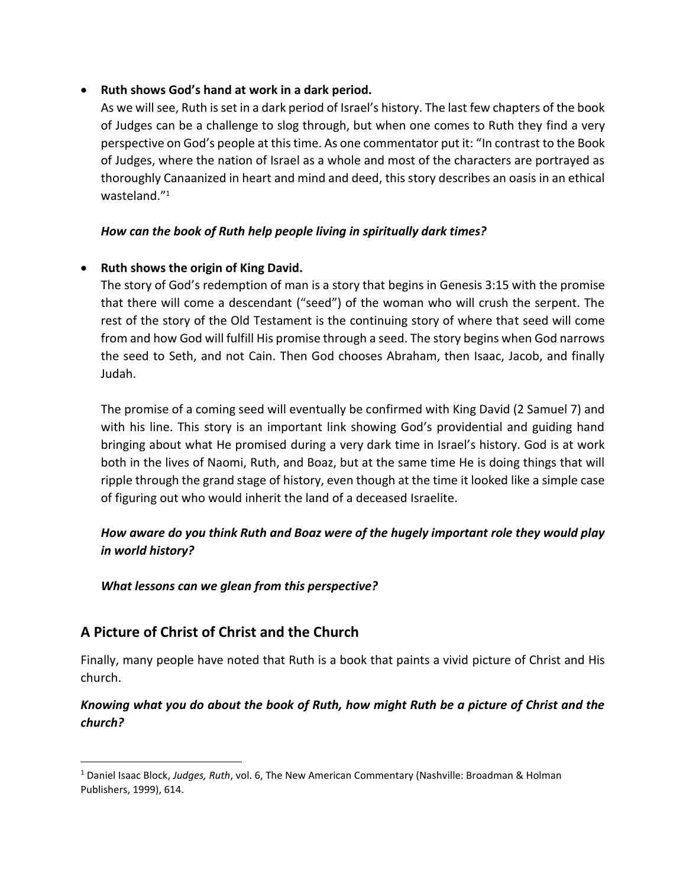- **Ruth shows God's hand at work in a dark period.**
  As we will see, Ruth is set in a dark period of Israel's history. The last few chapters of the book of Judges can be a challenge to slog through, but when one comes to Ruth they find a very perspective on God's people at this time. As one commentator put it: "In contrast to the Book of Judges, where the nation of Israel as a whole and most of the characters are portrayed as thoroughly Canaanized in heart and mind and deed, this story describes an oasis in an ethical wasteland."[1]

  ***How can the book of Ruth help people living in spiritually dark times?***

- **Ruth shows the origin of King David.**
  The story of God's redemption of man is a story that begins in Genesis 3:15 with the promise that there will come a descendant ("seed") of the woman who will crush the serpent. The rest of the story of the Old Testament is the continuing story of where that seed will come from and how God will fulfill His promise through a seed. The story begins when God narrows the seed to Seth, and not Cain. Then God chooses Abraham, then Isaac, Jacob, and finally Judah.

  The promise of a coming seed will eventually be confirmed with King David (2 Samuel 7) and with his line. This story is an important link showing God's providential and guiding hand bringing about what He promised during a very dark time in Israel's history. God is at work both in the lives of Naomi, Ruth, and Boaz, but at the same time He is doing things that will ripple through the grand stage of history, even though at the time it looked like a simple case of figuring out who would inherit the land of a deceased Israelite.

  ***How aware do you think Ruth and Boaz were of the hugely important role they would play in world history?***

  ***What lessons can we glean from this perspective?***

## A Picture of Christ of Christ and the Church

Finally, many people have noted that Ruth is a book that paints a vivid picture of Christ and His church.

***Knowing what you do about the book of Ruth, how might Ruth be a picture of Christ and the church?***

---

[1] Daniel Isaac Block, *Judges, Ruth*, vol. 6, The New American Commentary (Nashville: Broadman & Holman Publishers, 1999), 614.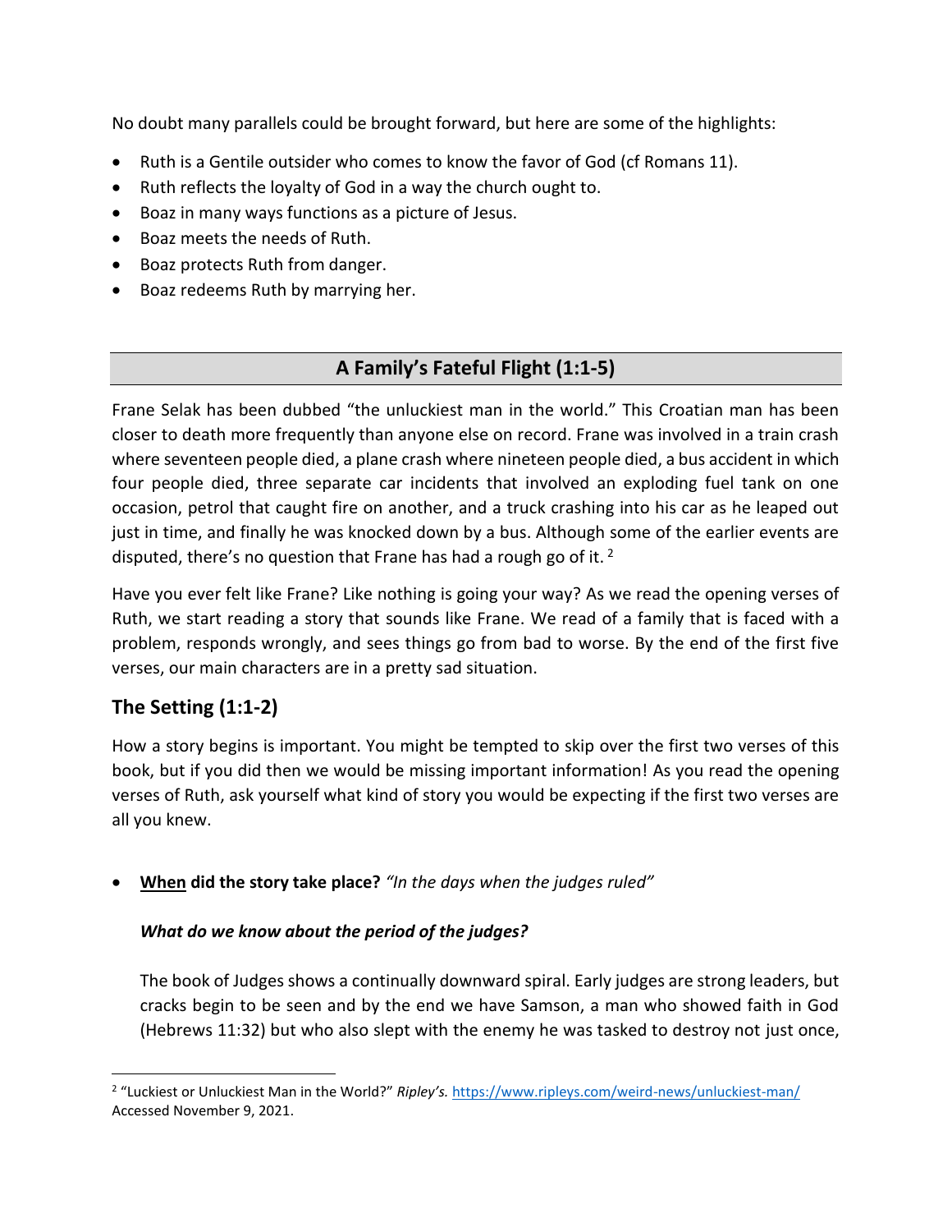No doubt many parallels could be brought forward, but here are some of the highlights:

- Ruth is a Gentile outsider who comes to know the favor of God (cf Romans 11).
- Ruth reflects the loyalty of God in a way the church ought to.
- Boaz in many ways functions as a picture of Jesus.
- Boaz meets the needs of Ruth.
- Boaz protects Ruth from danger.
- Boaz redeems Ruth by marrying her.

## A Family's Fateful Flight (1:1-5)

Frane Selak has been dubbed "the unluckiest man in the world." This Croatian man has been closer to death more frequently than anyone else on record. Frane was involved in a train crash where seventeen people died, a plane crash where nineteen people died, a bus accident in which four people died, three separate car incidents that involved an exploding fuel tank on one occasion, petrol that caught fire on another, and a truck crashing into his car as he leaped out just in time, and finally he was knocked down by a bus. Although some of the earlier events are disputed, there's no question that Frane has had a rough go of it. [2]

Have you ever felt like Frane? Like nothing is going your way? As we read the opening verses of Ruth, we start reading a story that sounds like Frane. We read of a family that is faced with a problem, responds wrongly, and sees things go from bad to worse. By the end of the first five verses, our main characters are in a pretty sad situation.

### The Setting (1:1-2)

How a story begins is important. You might be tempted to skip over the first two verses of this book, but if you did then we would be missing important information! As you read the opening verses of Ruth, ask yourself what kind of story you would be expecting if the first two verses are all you knew.

- **When did the story take place?** *"In the days when the judges ruled"*

  ***What do we know about the period of the judges?***

  The book of Judges shows a continually downward spiral. Early judges are strong leaders, but cracks begin to be seen and by the end we have Samson, a man who showed faith in God (Hebrews 11:32) but who also slept with the enemy he was tasked to destroy not just once,

[2] "Luckiest or Unluckiest Man in the World?" *Ripley's.* https://www.ripleys.com/weird-news/unluckiest-man/ Accessed November 9, 2021.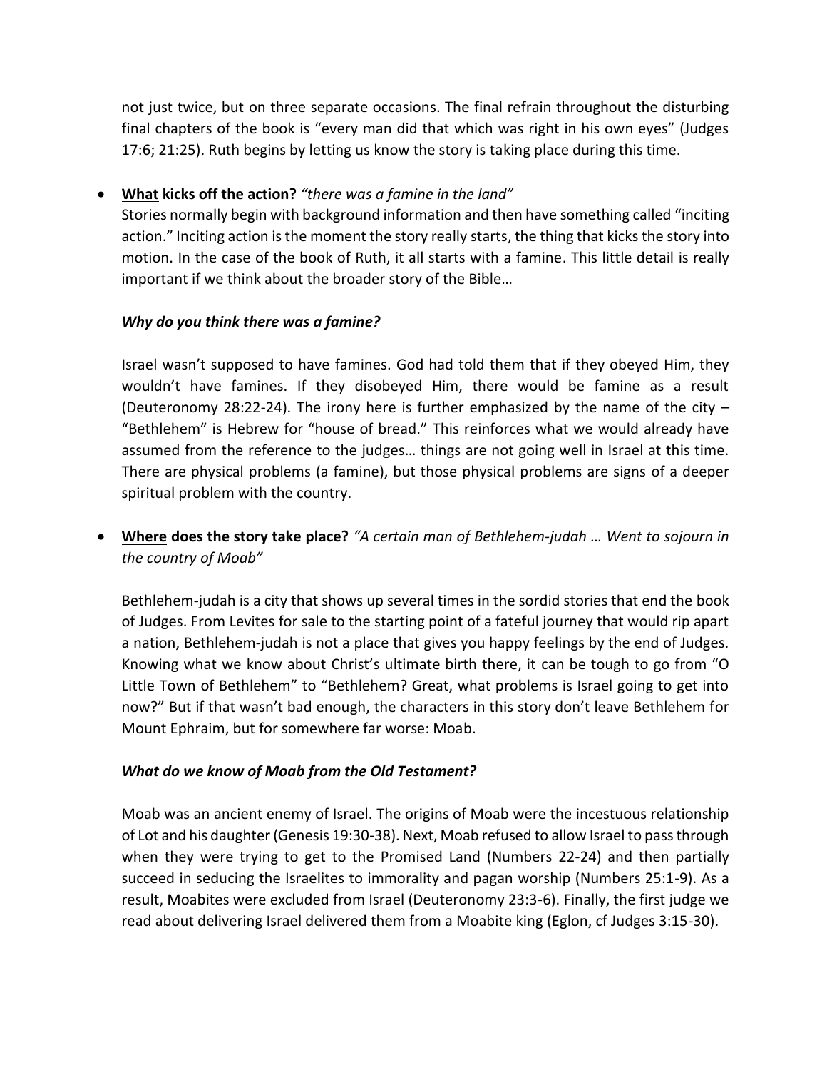not just twice, but on three separate occasions. The final refrain throughout the disturbing final chapters of the book is "every man did that which was right in his own eyes" (Judges 17:6; 21:25). Ruth begins by letting us know the story is taking place during this time.

- **<u>What</u> kicks off the action?** *"there was a famine in the land"*
  
  Stories normally begin with background information and then have something called "inciting action." Inciting action is the moment the story really starts, the thing that kicks the story into motion. In the case of the book of Ruth, it all starts with a famine. This little detail is really important if we think about the broader story of the Bible…

  ***Why do you think there was a famine?***

  Israel wasn't supposed to have famines. God had told them that if they obeyed Him, they wouldn't have famines. If they disobeyed Him, there would be famine as a result (Deuteronomy 28:22-24). The irony here is further emphasized by the name of the city – "Bethlehem" is Hebrew for "house of bread." This reinforces what we would already have assumed from the reference to the judges… things are not going well in Israel at this time. There are physical problems (a famine), but those physical problems are signs of a deeper spiritual problem with the country.

- **<u>Where</u> does the story take place?** *"A certain man of Bethlehem-judah … Went to sojourn in the country of Moab"*

  Bethlehem-judah is a city that shows up several times in the sordid stories that end the book of Judges. From Levites for sale to the starting point of a fateful journey that would rip apart a nation, Bethlehem-judah is not a place that gives you happy feelings by the end of Judges. Knowing what we know about Christ's ultimate birth there, it can be tough to go from "O Little Town of Bethlehem" to "Bethlehem? Great, what problems is Israel going to get into now?" But if that wasn't bad enough, the characters in this story don't leave Bethlehem for Mount Ephraim, but for somewhere far worse: Moab.

  ***What do we know of Moab from the Old Testament?***

  Moab was an ancient enemy of Israel. The origins of Moab were the incestuous relationship of Lot and his daughter (Genesis 19:30-38). Next, Moab refused to allow Israel to pass through when they were trying to get to the Promised Land (Numbers 22-24) and then partially succeed in seducing the Israelites to immorality and pagan worship (Numbers 25:1-9). As a result, Moabites were excluded from Israel (Deuteronomy 23:3-6). Finally, the first judge we read about delivering Israel delivered them from a Moabite king (Eglon, cf Judges 3:15-30).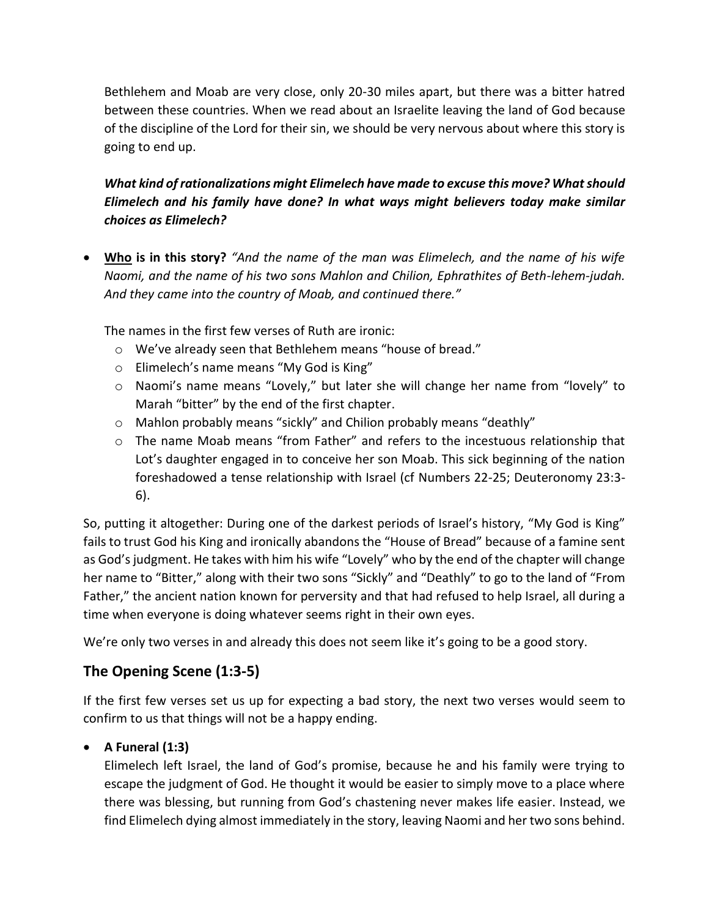Bethlehem and Moab are very close, only 20-30 miles apart, but there was a bitter hatred between these countries. When we read about an Israelite leaving the land of God because of the discipline of the Lord for their sin, we should be very nervous about where this story is going to end up.

***What kind of rationalizations might Elimelech have made to excuse this move? What should Elimelech and his family have done? In what ways might believers today make similar choices as Elimelech?***

- **Who is in this story?** *"And the name of the man was Elimelech, and the name of his wife Naomi, and the name of his two sons Mahlon and Chilion, Ephrathites of Beth-lehem-judah. And they came into the country of Moab, and continued there."*

  The names in the first few verses of Ruth are ironic:
  - We've already seen that Bethlehem means "house of bread."
  - Elimelech's name means "My God is King"
  - Naomi's name means "Lovely," but later she will change her name from "lovely" to Marah "bitter" by the end of the first chapter.
  - Mahlon probably means "sickly" and Chilion probably means "deathly"
  - The name Moab means "from Father" and refers to the incestuous relationship that Lot's daughter engaged in to conceive her son Moab. This sick beginning of the nation foreshadowed a tense relationship with Israel (cf Numbers 22-25; Deuteronomy 23:3-6).

So, putting it altogether: During one of the darkest periods of Israel's history, "My God is King" fails to trust God his King and ironically abandons the "House of Bread" because of a famine sent as God's judgment. He takes with him his wife "Lovely" who by the end of the chapter will change her name to "Bitter," along with their two sons "Sickly" and "Deathly" to go to the land of "From Father," the ancient nation known for perversity and that had refused to help Israel, all during a time when everyone is doing whatever seems right in their own eyes.

We're only two verses in and already this does not seem like it's going to be a good story.

## The Opening Scene (1:3-5)

If the first few verses set us up for expecting a bad story, the next two verses would seem to confirm to us that things will not be a happy ending.

- **A Funeral (1:3)**

  Elimelech left Israel, the land of God's promise, because he and his family were trying to escape the judgment of God. He thought it would be easier to simply move to a place where there was blessing, but running from God's chastening never makes life easier. Instead, we find Elimelech dying almost immediately in the story, leaving Naomi and her two sons behind.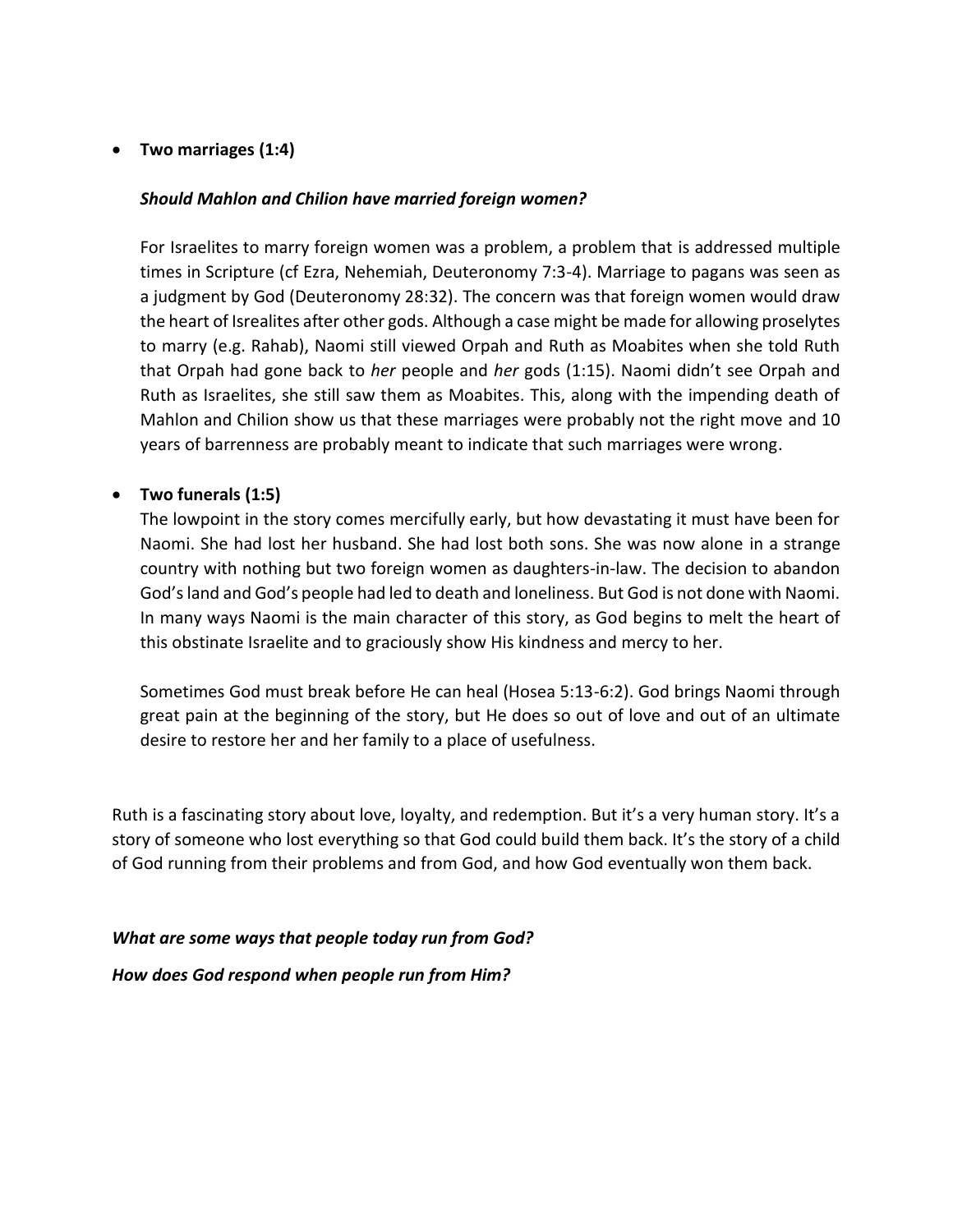- **Two marriages (1:4)**

  ***Should Mahlon and Chilion have married foreign women?***

  For Israelites to marry foreign women was a problem, a problem that is addressed multiple times in Scripture (cf Ezra, Nehemiah, Deuteronomy 7:3-4). Marriage to pagans was seen as a judgment by God (Deuteronomy 28:32). The concern was that foreign women would draw the heart of Isrealites after other gods. Although a case might be made for allowing proselytes to marry (e.g. Rahab), Naomi still viewed Orpah and Ruth as Moabites when she told Ruth that Orpah had gone back to *her* people and *her* gods (1:15). Naomi didn't see Orpah and Ruth as Israelites, she still saw them as Moabites. This, along with the impending death of Mahlon and Chilion show us that these marriages were probably not the right move and 10 years of barrenness are probably meant to indicate that such marriages were wrong.

- **Two funerals (1:5)**

  The lowpoint in the story comes mercifully early, but how devastating it must have been for Naomi. She had lost her husband. She had lost both sons. She was now alone in a strange country with nothing but two foreign women as daughters-in-law. The decision to abandon God's land and God's people had led to death and loneliness. But God is not done with Naomi. In many ways Naomi is the main character of this story, as God begins to melt the heart of this obstinate Israelite and to graciously show His kindness and mercy to her.

  Sometimes God must break before He can heal (Hosea 5:13-6:2). God brings Naomi through great pain at the beginning of the story, but He does so out of love and out of an ultimate desire to restore her and her family to a place of usefulness.

Ruth is a fascinating story about love, loyalty, and redemption. But it's a very human story. It's a story of someone who lost everything so that God could build them back. It's the story of a child of God running from their problems and from God, and how God eventually won them back.

***What are some ways that people today run from God?***

***How does God respond when people run from Him?***